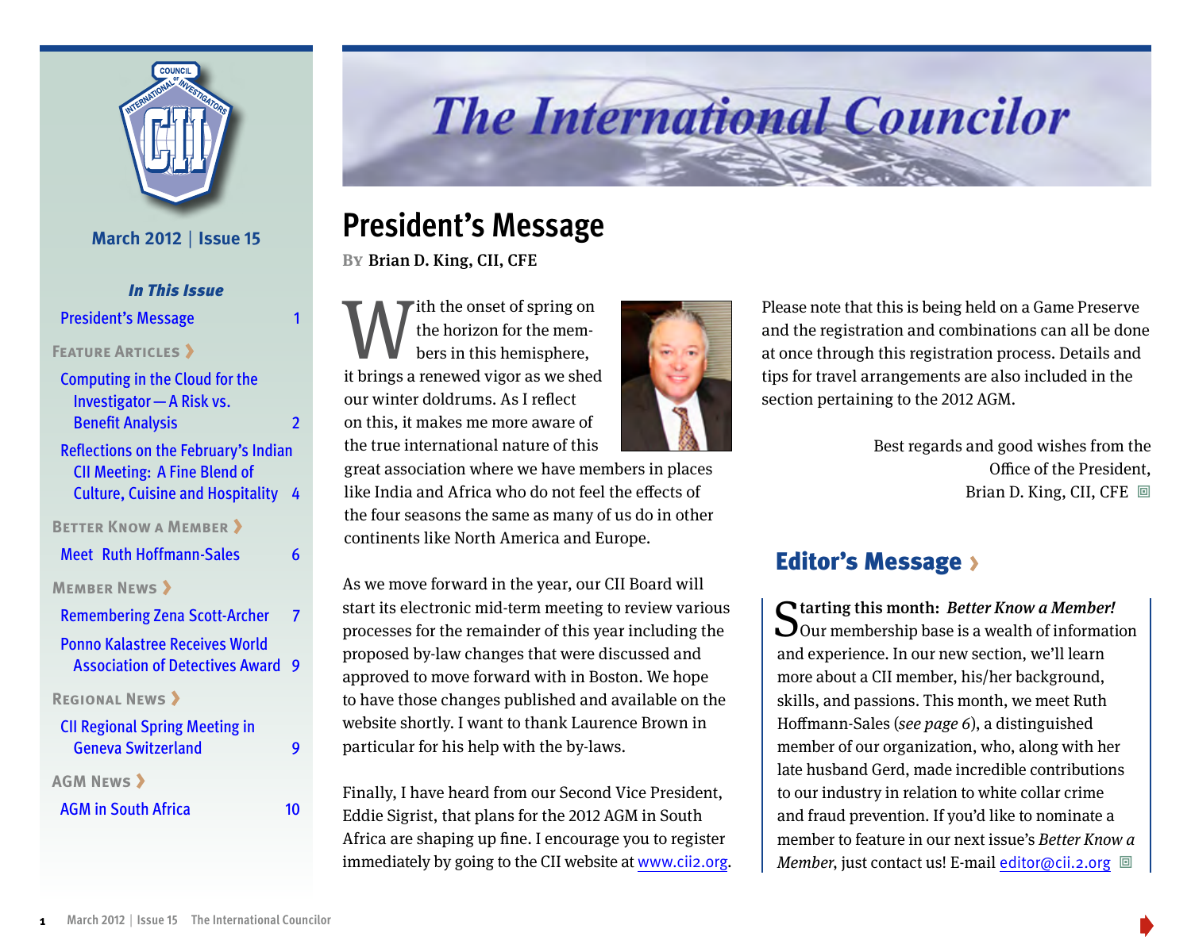# The International Councilor

March 2012 | Issue 15

### *In This Issue*

President's Message 1

**Feature Articles ›**

Computing in the Cloud for the Investigator — A Risk vs. Benefit Analysis 2

Reflections on the February's Indian CII Meeting: A Fine Blend of Culture, Cuisine and Hospitality 4

**Better Know a Member ›**

Meet Ruth Hoffmann-Sales 6

**Member News ›**

Remembering Zena Scott-Archer 7

Ponno Kalastree Receives World Association of Detectives Award 9

**Regional News ›**

CII Regional Spring Meeting in Geneva Switzerland 9

**AGM News ›**

AGM in South Africa 10

## President's Message

By Brian D. King, CII, CFE

With the onset of spring on the horizon for the members in this hemisphere, it brings a renewed vigor as we shed our winter doldrums. As I reflect on this, it makes me more aware of the true international nature of this great association where we have members in places like India and Africa who do not feel the effects of the four seasons the same as many of us do in other continents like North America and Europe.

As we move forward in the year, our CII Board will start its electronic mid-term meeting to review various processes for the remainder of this year including the proposed by-law changes that were discussed and approved to move forward with in Boston. We hope to have those changes published and available on the website shortly. I want to thank Laurence Brown in particular for his help with the by-laws.

Finally, I have heard from our Second Vice President, Eddie Sigrist, that plans for the 2012 AGM in South Africa are shaping up fine. I encourage you to register immediately by going to the CII website at www.cii2.org. Please note that this is being held on a Game Preserve and the registration and combinations can all be done at once through this registration process. Details and tips for travel arrangements are also included in the section pertaining to the 2012 AGM.

Best regards and good wishes from the
Office of the President,
Brian D. King, CII, CFE

## Editor's Message ›

**Starting this month:** ***Better Know a Member!*** Our membership base is a wealth of information and experience. In our new section, we'll learn more about a CII member, his/her background, skills, and passions. This month, we meet Ruth Hoffmann-Sales (*see page 6*), a distinguished member of our organization, who, along with her late husband Gerd, made incredible contributions to our industry in relation to white collar crime and fraud prevention. If you'd like to nominate a member to feature in our next issue's *Better Know a Member*, just contact us! E-mail editor@cii.2.org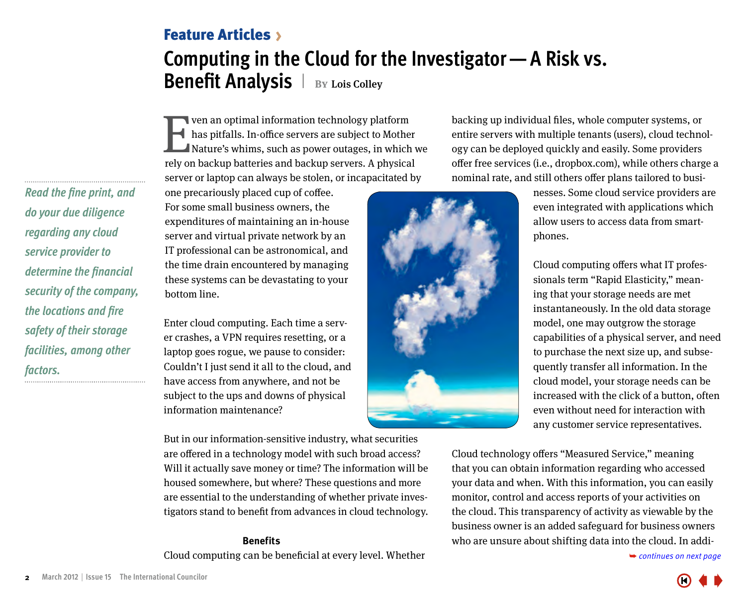Feature Articles ›

# Computing in the Cloud for the Investigator — A Risk vs. Benefit Analysis

By Lois Colley

*Read the fine print, and do your due diligence regarding any cloud service provider to determine the financial security of the company, the locations and fire safety of their storage facilities, among other factors.*

Even an optimal information technology platform has pitfalls. In-office servers are subject to Mother Nature's whims, such as power outages, in which we rely on backup batteries and backup servers. A physical server or laptop can always be stolen, or incapacitated by one precariously placed cup of coffee. For some small business owners, the expenditures of maintaining an in-house server and virtual private network by an IT professional can be astronomical, and the time drain encountered by managing these systems can be devastating to your bottom line.

Enter cloud computing. Each time a server crashes, a VPN requires resetting, or a laptop goes rogue, we pause to consider: Couldn't I just send it all to the cloud, and have access from anywhere, and not be subject to the ups and downs of physical information maintenance?

But in our information-sensitive industry, what securities are offered in a technology model with such broad access? Will it actually save money or time? The information will be housed somewhere, but where? These questions and more are essential to the understanding of whether private investigators stand to benefit from advances in cloud technology.

## Benefits

Cloud computing can be beneficial at every level. Whether backing up individual files, whole computer systems, or entire servers with multiple tenants (users), cloud technology can be deployed quickly and easily. Some providers offer free services (i.e., dropbox.com), while others charge a nominal rate, and still others offer plans tailored to businesses. Some cloud service providers are even integrated with applications which allow users to access data from smartphones.

Cloud computing offers what IT professionals term "Rapid Elasticity," meaning that your storage needs are met instantaneously. In the old data storage model, one may outgrow the storage capabilities of a physical server, and need to purchase the next size up, and subsequently transfer all information. In the cloud model, your storage needs can be increased with the click of a button, often even without need for interaction with any customer service representatives.

Cloud technology offers "Measured Service," meaning that you can obtain information regarding who accessed your data and when. With this information, you can easily monitor, control and access reports of your activities on the cloud. This transparency of activity as viewable by the business owner is an added safeguard for business owners who are unsure about shifting data into the cloud. In addi-

*continues on next page*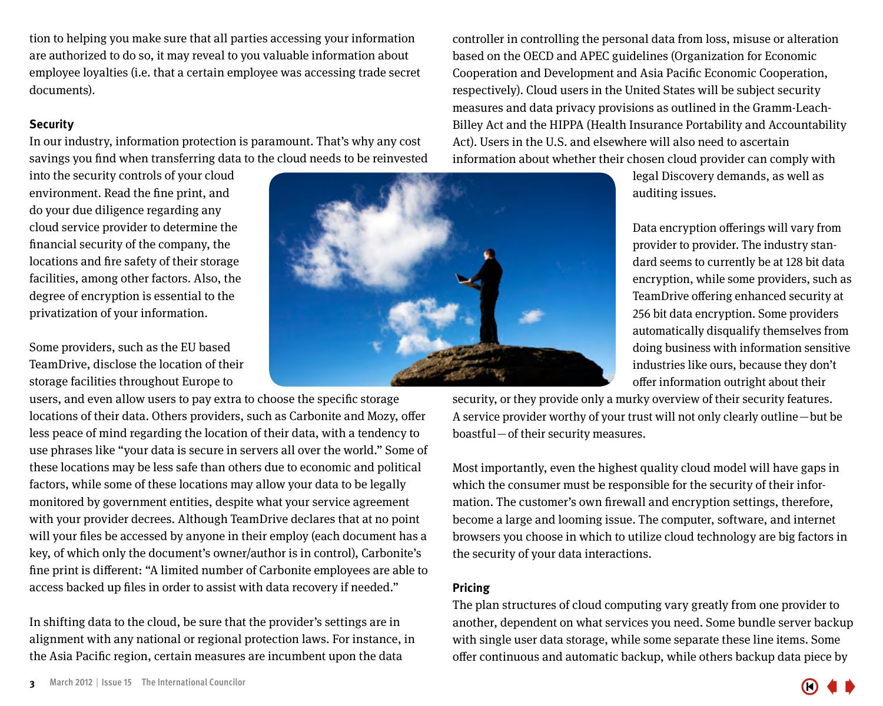tion to helping you make sure that all parties accessing your information are authorized to do so, it may reveal to you valuable information about employee loyalties (i.e. that a certain employee was accessing trade secret documents).

**Security**

In our industry, information protection is paramount. That's why any cost savings you find when transferring data to the cloud needs to be reinvested into the security controls of your cloud environment. Read the fine print, and do your due diligence regarding any cloud service provider to determine the financial security of the company, the locations and fire safety of their storage facilities, among other factors. Also, the degree of encryption is essential to the privatization of your information.

Some providers, such as the EU based TeamDrive, disclose the location of their storage facilities throughout Europe to users, and even allow users to pay extra to choose the specific storage locations of their data. Others providers, such as Carbonite and Mozy, offer less peace of mind regarding the location of their data, with a tendency to use phrases like "your data is secure in servers all over the world." Some of these locations may be less safe than others due to economic and political factors, while some of these locations may allow your data to be legally monitored by government entities, despite what your service agreement with your provider decrees. Although TeamDrive declares that at no point will your files be accessed by anyone in their employ (each document has a key, of which only the document's owner/author is in control), Carbonite's fine print is different: "A limited number of Carbonite employees are able to access backed up files in order to assist with data recovery if needed."

In shifting data to the cloud, be sure that the provider's settings are in alignment with any national or regional protection laws. For instance, in the Asia Pacific region, certain measures are incumbent upon the data controller in controlling the personal data from loss, misuse or alteration based on the OECD and APEC guidelines (Organization for Economic Cooperation and Development and Asia Pacific Economic Cooperation, respectively). Cloud users in the United States will be subject security measures and data privacy provisions as outlined in the Gramm-Leach-Billey Act and the HIPPA (Health Insurance Portability and Accountability Act). Users in the U.S. and elsewhere will also need to ascertain information about whether their chosen cloud provider can comply with legal Discovery demands, as well as auditing issues.

Data encryption offerings will vary from provider to provider. The industry standard seems to currently be at 128 bit data encryption, while some providers, such as TeamDrive offering enhanced security at 256 bit data encryption. Some providers automatically disqualify themselves from doing business with information sensitive industries like ours, because they don't offer information outright about their security, or they provide only a murky overview of their security features. A service provider worthy of your trust will not only clearly outline—but be boastful—of their security measures.

Most importantly, even the highest quality cloud model will have gaps in which the consumer must be responsible for the security of their information. The customer's own firewall and encryption settings, therefore, become a large and looming issue. The computer, software, and internet browsers you choose in which to utilize cloud technology are big factors in the security of your data interactions.

**Pricing**

The plan structures of cloud computing vary greatly from one provider to another, dependent on what services you need. Some bundle server backup with single user data storage, while some separate these line items. Some offer continuous and automatic backup, while others backup data piece by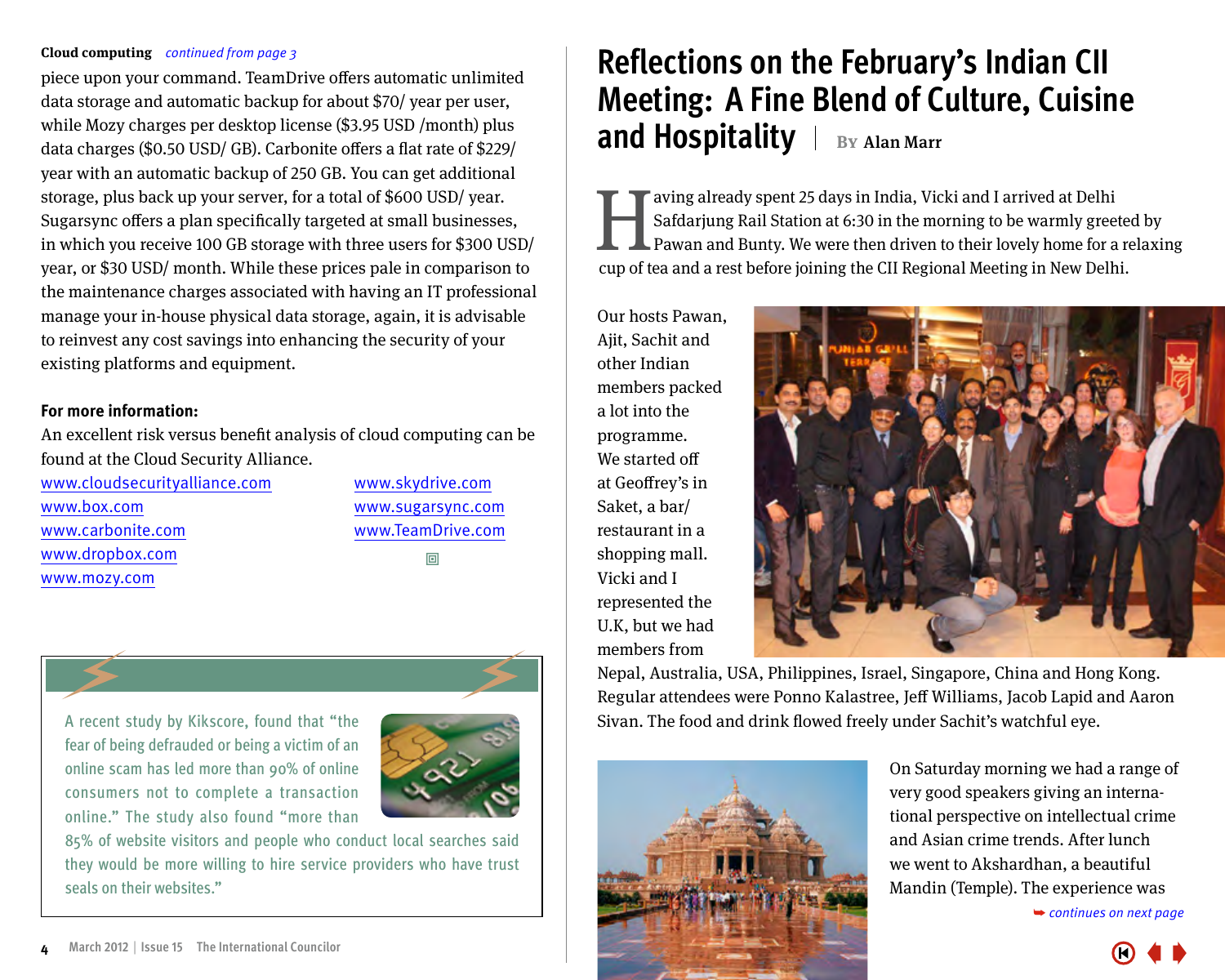**Cloud computing** *continued from page 3*

piece upon your command. TeamDrive offers automatic unlimited data storage and automatic backup for about $70/ year per user, while Mozy charges per desktop license ($3.95 USD /month) plus data charges ($0.50 USD/ GB). Carbonite offers a flat rate of $229/ year with an automatic backup of 250 GB. You can get additional storage, plus back up your server, for a total of $600 USD/ year. Sugarsync offers a plan specifically targeted at small businesses, in which you receive 100 GB storage with three users for $300 USD/ year, or $30 USD/ month. While these prices pale in comparison to the maintenance charges associated with having an IT professional manage your in-house physical data storage, again, it is advisable to reinvest any cost savings into enhancing the security of your existing platforms and equipment.

**For more information:**

An excellent risk versus benefit analysis of cloud computing can be found at the Cloud Security Alliance.

www.cloudsecurityalliance.com
www.box.com
www.carbonite.com
www.dropbox.com
www.mozy.com
www.skydrive.com
www.sugarsync.com
www.TeamDrive.com

A recent study by Kikscore, found that "the fear of being defrauded or being a victim of an online scam has led more than 90% of online consumers not to complete a transaction online." The study also found "more than 85% of website visitors and people who conduct local searches said they would be more willing to hire service providers who have trust seals on their websites."

# Reflections on the February's Indian CII Meeting: A Fine Blend of Culture, Cuisine and Hospitality

By Alan Marr

Having already spent 25 days in India, Vicki and I arrived at Delhi Safdarjung Rail Station at 6:30 in the morning to be warmly greeted by Pawan and Bunty. We were then driven to their lovely home for a relaxing cup of tea and a rest before joining the CII Regional Meeting in New Delhi.

Our hosts Pawan, Ajit, Sachit and other Indian members packed a lot into the programme. We started off at Geoffrey's in Saket, a bar/ restaurant in a shopping mall. Vicki and I represented the U.K, but we had members from Nepal, Australia, USA, Philippines, Israel, Singapore, China and Hong Kong. Regular attendees were Ponno Kalastree, Jeff Williams, Jacob Lapid and Aaron Sivan. The food and drink flowed freely under Sachit's watchful eye.

On Saturday morning we had a range of very good speakers giving an international perspective on intellectual crime and Asian crime trends. After lunch we went to Akshardhan, a beautiful Mandin (Temple). The experience was

*continues on next page*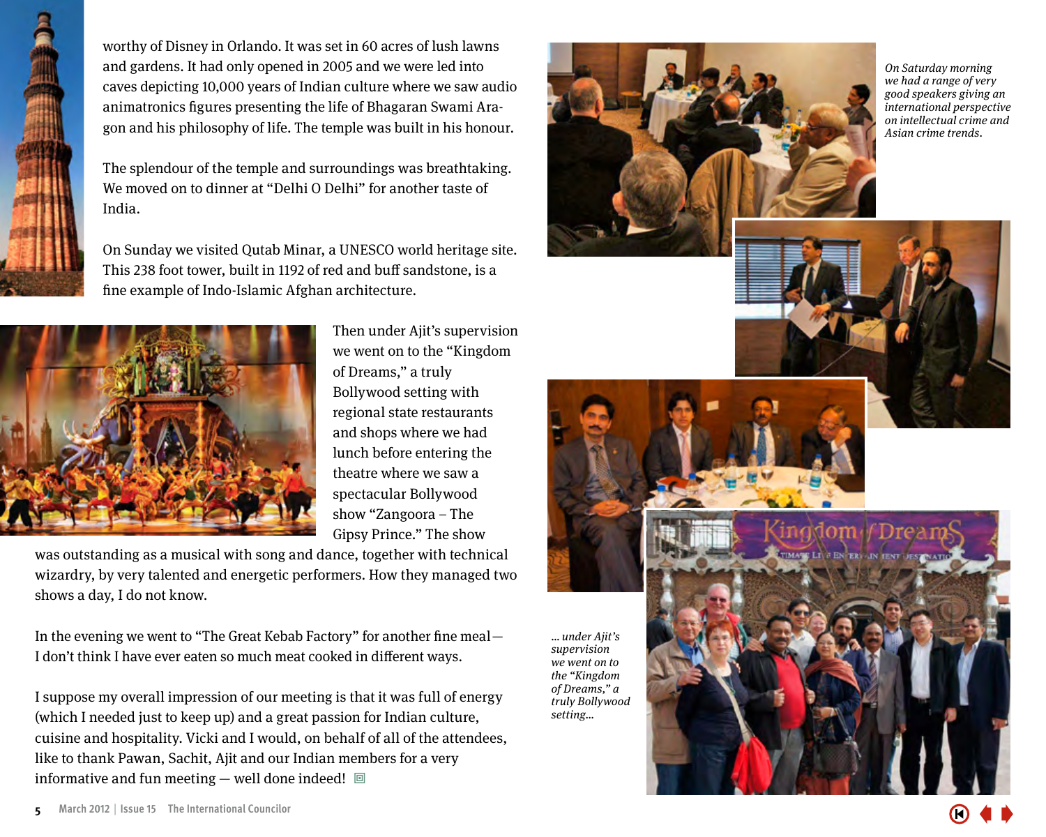worthy of Disney in Orlando. It was set in 60 acres of lush lawns and gardens. It had only opened in 2005 and we were led into caves depicting 10,000 years of Indian culture where we saw audio animatronics figures presenting the life of Bhagaran Swami Aragon and his philosophy of life. The temple was built in his honour.

The splendour of the temple and surroundings was breathtaking. We moved on to dinner at "Delhi O Delhi" for another taste of India.

On Sunday we visited Qutab Minar, a UNESCO world heritage site. This 238 foot tower, built in 1192 of red and buff sandstone, is a fine example of Indo-Islamic Afghan architecture.

Then under Ajit's supervision we went on to the "Kingdom of Dreams," a truly Bollywood setting with regional state restaurants and shops where we had lunch before entering the theatre where we saw a spectacular Bollywood show "Zangoora – The Gipsy Prince." The show was outstanding as a musical with song and dance, together with technical wizardry, by very talented and energetic performers. How they managed two shows a day, I do not know.

In the evening we went to "The Great Kebab Factory" for another fine meal—I don't think I have ever eaten so much meat cooked in different ways.

I suppose my overall impression of our meeting is that it was full of energy (which I needed just to keep up) and a great passion for Indian culture, cuisine and hospitality. Vicki and I would, on behalf of all of the attendees, like to thank Pawan, Sachit, Ajit and our Indian members for a very informative and fun meeting — well done indeed!

*On Saturday morning we had a range of very good speakers giving an international perspective on intellectual crime and Asian crime trends.*

*... under Ajit's supervision we went on to the "Kingdom of Dreams," a truly Bollywood setting...*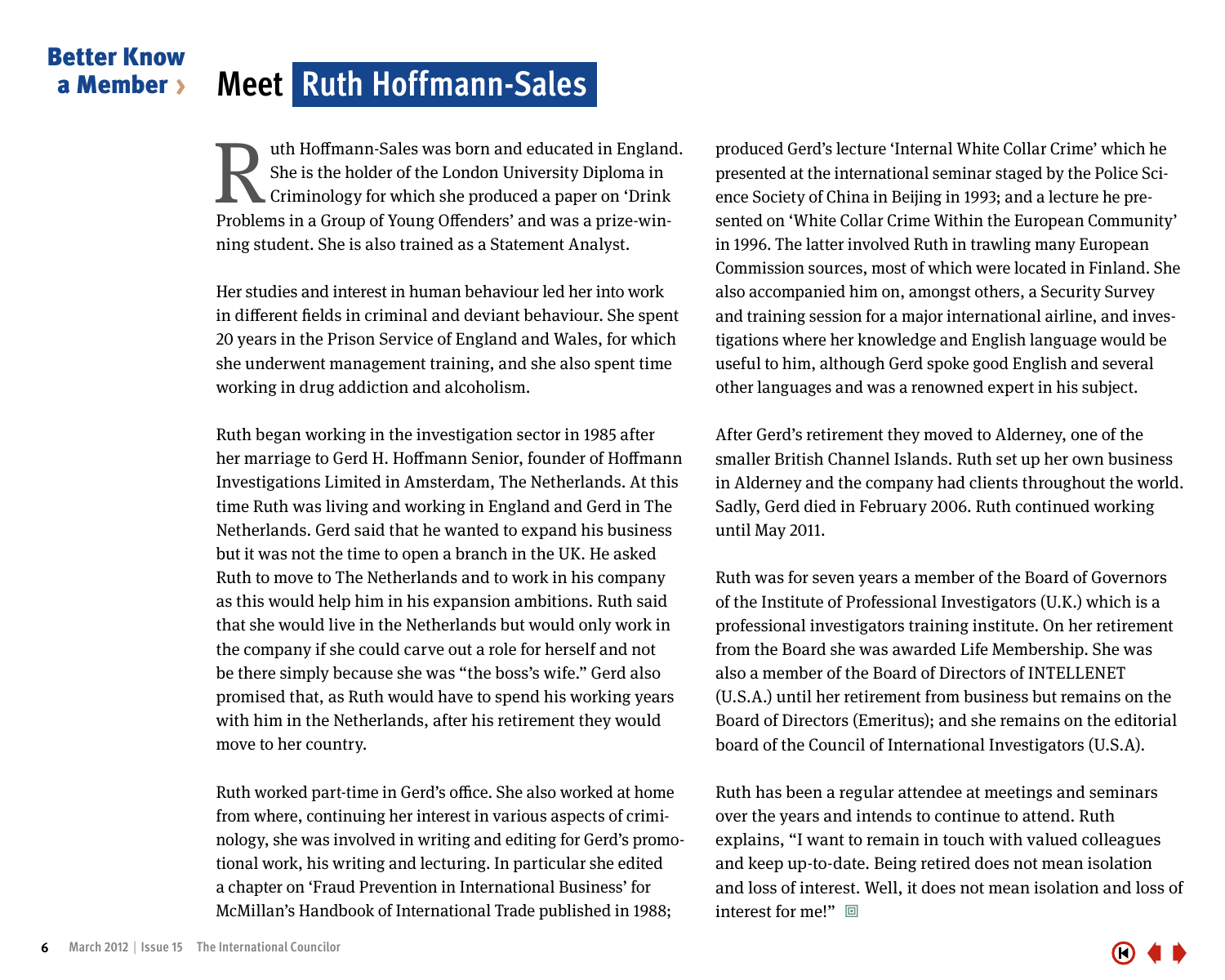Better Know a Member ›

# Meet Ruth Hoffmann-Sales

Ruth Hoffmann-Sales was born and educated in England. She is the holder of the London University Diploma in Criminology for which she produced a paper on 'Drink Problems in a Group of Young Offenders' and was a prize-winning student. She is also trained as a Statement Analyst.

Her studies and interest in human behaviour led her into work in different fields in criminal and deviant behaviour. She spent 20 years in the Prison Service of England and Wales, for which she underwent management training, and she also spent time working in drug addiction and alcoholism.

Ruth began working in the investigation sector in 1985 after her marriage to Gerd H. Hoffmann Senior, founder of Hoffmann Investigations Limited in Amsterdam, The Netherlands. At this time Ruth was living and working in England and Gerd in The Netherlands. Gerd said that he wanted to expand his business but it was not the time to open a branch in the UK. He asked Ruth to move to The Netherlands and to work in his company as this would help him in his expansion ambitions. Ruth said that she would live in the Netherlands but would only work in the company if she could carve out a role for herself and not be there simply because she was "the boss's wife." Gerd also promised that, as Ruth would have to spend his working years with him in the Netherlands, after his retirement they would move to her country.

Ruth worked part-time in Gerd's office. She also worked at home from where, continuing her interest in various aspects of criminology, she was involved in writing and editing for Gerd's promotional work, his writing and lecturing. In particular she edited a chapter on 'Fraud Prevention in International Business' for McMillan's Handbook of International Trade published in 1988; produced Gerd's lecture 'Internal White Collar Crime' which he presented at the international seminar staged by the Police Science Society of China in Beijing in 1993; and a lecture he presented on 'White Collar Crime Within the European Community' in 1996. The latter involved Ruth in trawling many European Commission sources, most of which were located in Finland. She also accompanied him on, amongst others, a Security Survey and training session for a major international airline, and investigations where her knowledge and English language would be useful to him, although Gerd spoke good English and several other languages and was a renowned expert in his subject.

After Gerd's retirement they moved to Alderney, one of the smaller British Channel Islands. Ruth set up her own business in Alderney and the company had clients throughout the world. Sadly, Gerd died in February 2006. Ruth continued working until May 2011.

Ruth was for seven years a member of the Board of Governors of the Institute of Professional Investigators (U.K.) which is a professional investigators training institute. On her retirement from the Board she was awarded Life Membership. She was also a member of the Board of Directors of INTELLENET (U.S.A.) until her retirement from business but remains on the Board of Directors (Emeritus); and she remains on the editorial board of the Council of International Investigators (U.S.A).

Ruth has been a regular attendee at meetings and seminars over the years and intends to continue to attend. Ruth explains, "I want to remain in touch with valued colleagues and keep up-to-date. Being retired does not mean isolation and loss of interest. Well, it does not mean isolation and loss of interest for me!"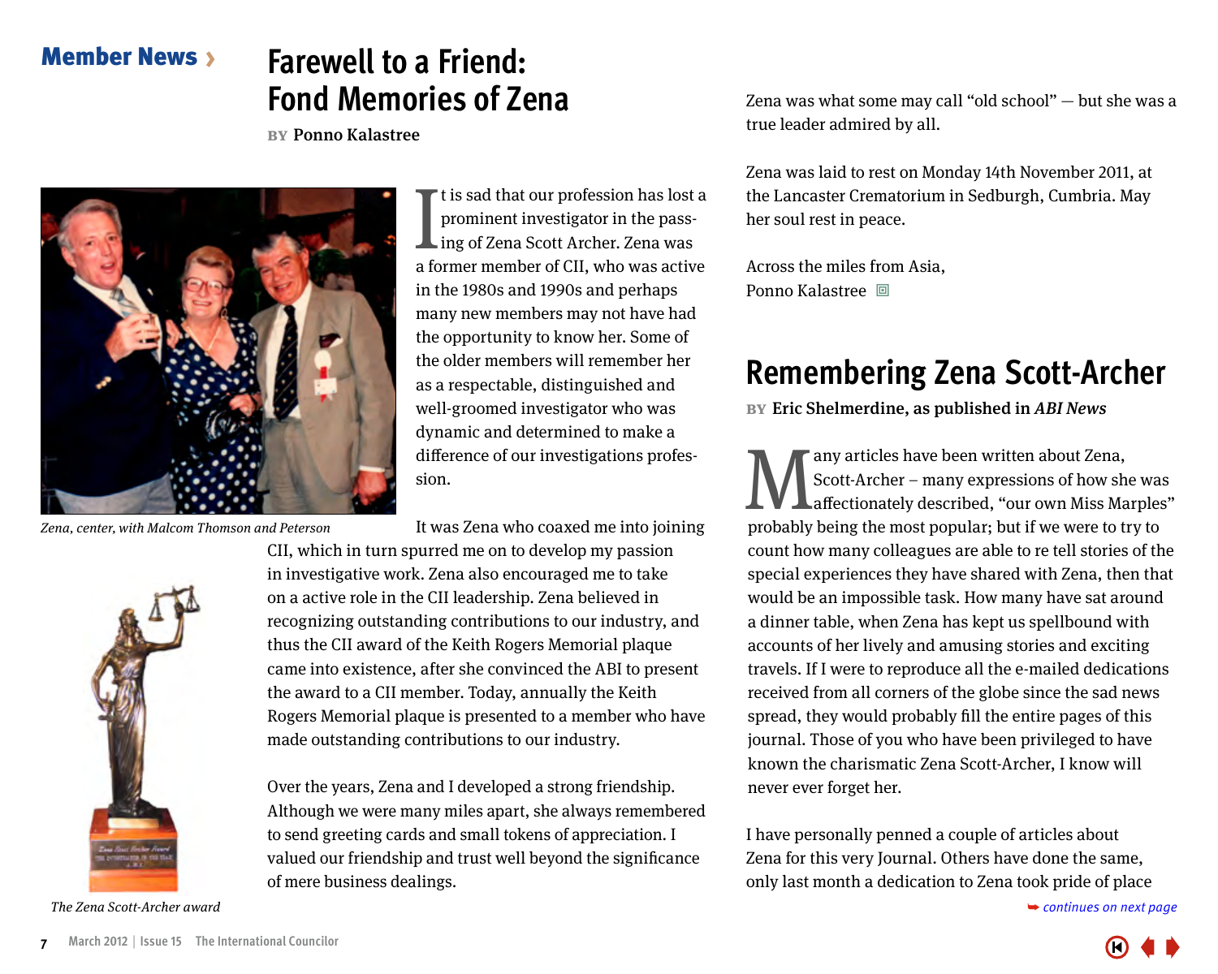Member News ›

# Farewell to a Friend: Fond Memories of Zena

BY Ponno Kalastree

*Zena, center, with Malcom Thomson and Peterson*

It is sad that our profession has lost a prominent investigator in the passing of Zena Scott Archer. Zena was a former member of CII, who was active in the 1980s and 1990s and perhaps many new members may not have had the opportunity to know her. Some of the older members will remember her as a respectable, distinguished and well-groomed investigator who was dynamic and determined to make a difference of our investigations profession.

It was Zena who coaxed me into joining CII, which in turn spurred me on to develop my passion in investigative work. Zena also encouraged me to take on a active role in the CII leadership. Zena believed in recognizing outstanding contributions to our industry, and thus the CII award of the Keith Rogers Memorial plaque came into existence, after she convinced the ABI to present the award to a CII member. Today, annually the Keith Rogers Memorial plaque is presented to a member who have made outstanding contributions to our industry.

*The Zena Scott-Archer award*

Over the years, Zena and I developed a strong friendship. Although we were many miles apart, she always remembered to send greeting cards and small tokens of appreciation. I valued our friendship and trust well beyond the significance of mere business dealings.

Zena was what some may call "old school" — but she was a true leader admired by all.

Zena was laid to rest on Monday 14th November 2011, at the Lancaster Crematorium in Sedburgh, Cumbria. May her soul rest in peace.

Across the miles from Asia,
Ponno Kalastree

# Remembering Zena Scott-Archer

BY Eric Shelmerdine, as published in *ABI News*

Many articles have been written about Zena, Scott-Archer – many expressions of how she was affectionately described, "our own Miss Marples" probably being the most popular; but if we were to try to count how many colleagues are able to re tell stories of the special experiences they have shared with Zena, then that would be an impossible task. How many have sat around a dinner table, when Zena has kept us spellbound with accounts of her lively and amusing stories and exciting travels. If I were to reproduce all the e-mailed dedications received from all corners of the globe since the sad news spread, they would probably fill the entire pages of this journal. Those of you who have been privileged to have known the charismatic Zena Scott-Archer, I know will never ever forget her.

I have personally penned a couple of articles about Zena for this very Journal. Others have done the same, only last month a dedication to Zena took pride of place

➥ *continues on next page*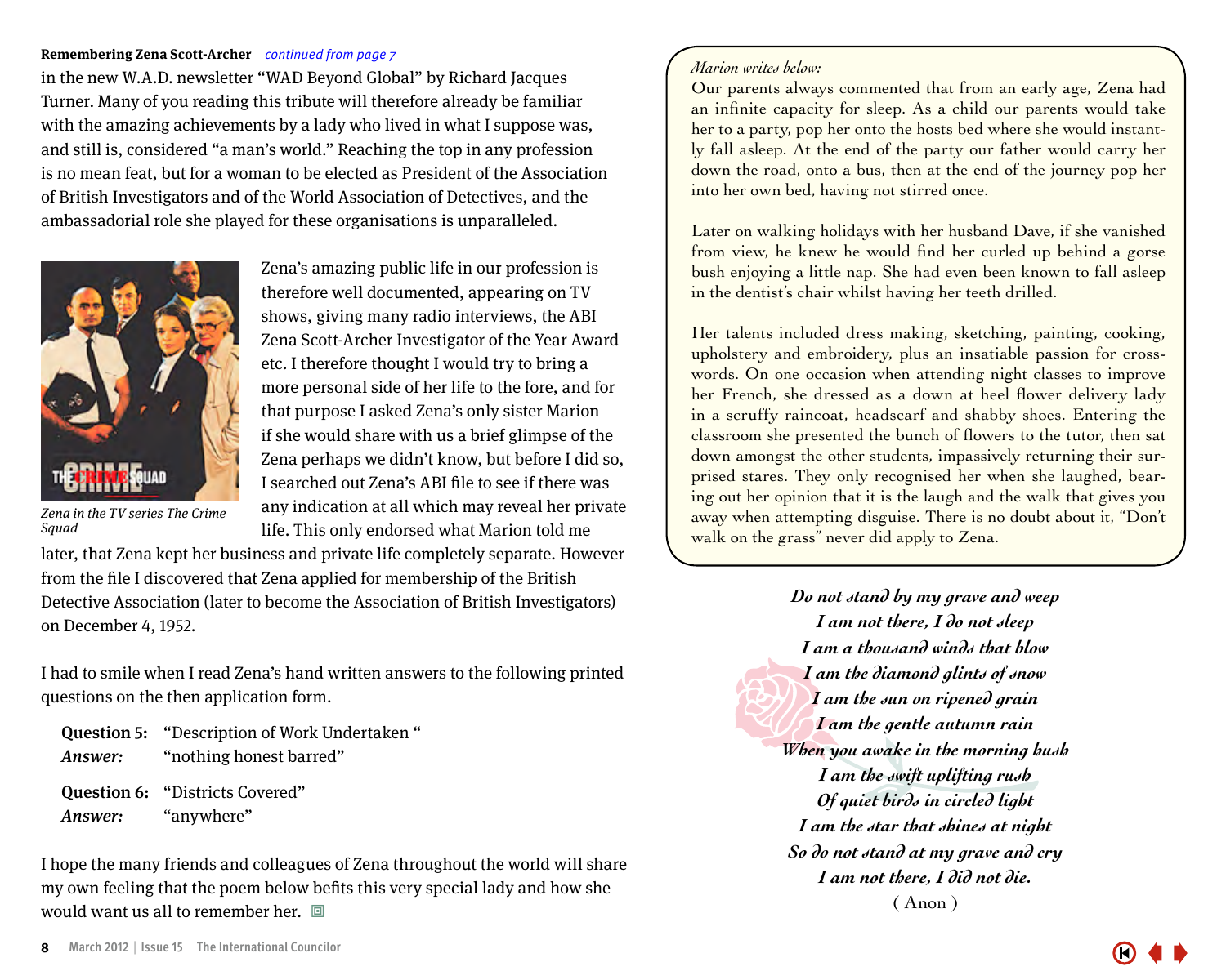**Remembering Zena Scott-Archer** *continued from page 7*

in the new W.A.D. newsletter "WAD Beyond Global" by Richard Jacques Turner. Many of you reading this tribute will therefore already be familiar with the amazing achievements by a lady who lived in what I suppose was, and still is, considered "a man's world." Reaching the top in any profession is no mean feat, but for a woman to be elected as President of the Association of British Investigators and of the World Association of Detectives, and the ambassadorial role she played for these organisations is unparalleled.

*Zena in the TV series The Crime Squad*

Zena's amazing public life in our profession is therefore well documented, appearing on TV shows, giving many radio interviews, the ABI Zena Scott-Archer Investigator of the Year Award etc. I therefore thought I would try to bring a more personal side of her life to the fore, and for that purpose I asked Zena's only sister Marion if she would share with us a brief glimpse of the Zena perhaps we didn't know, but before I did so, I searched out Zena's ABI file to see if there was any indication at all which may reveal her private life. This only endorsed what Marion told me later, that Zena kept her business and private life completely separate. However from the file I discovered that Zena applied for membership of the British Detective Association (later to become the Association of British Investigators) on December 4, 1952.

I had to smile when I read Zena's hand written answers to the following printed questions on the then application form.

**Question 5:** "Description of Work Undertaken "
*Answer:* "nothing honest barred"

**Question 6:** "Districts Covered"
*Answer:* "anywhere"

I hope the many friends and colleagues of Zena throughout the world will share my own feeling that the poem below befits this very special lady and how she would want us all to remember her.

*Marion writes below:*

Our parents always commented that from an early age, Zena had an infinite capacity for sleep. As a child our parents would take her to a party, pop her onto the hosts bed where she would instantly fall asleep. At the end of the party our father would carry her down the road, onto a bus, then at the end of the journey pop her into her own bed, having not stirred once.

Later on walking holidays with her husband Dave, if she vanished from view, he knew he would find her curled up behind a gorse bush enjoying a little nap. She had even been known to fall asleep in the dentist's chair whilst having her teeth drilled.

Her talents included dress making, sketching, painting, cooking, upholstery and embroidery, plus an insatiable passion for crosswords. On one occasion when attending night classes to improve her French, she dressed as a down at heel flower delivery lady in a scruffy raincoat, headscarf and shabby shoes. Entering the classroom she presented the bunch of flowers to the tutor, then sat down amongst the other students, impassively returning their surprised stares. They only recognised her when she laughed, bearing out her opinion that it is the laugh and the walk that gives you away when attempting disguise. There is no doubt about it, "Don't walk on the grass" never did apply to Zena.

*Do not stand by my grave and weep*
*I am not there, I do not sleep*
*I am a thousand winds that blow*
*I am the diamond glints of snow*
*I am the sun on ripened grain*
*I am the gentle autumn rain*
*When you awake in the morning hush*
*I am the swift uplifting rush*
*Of quiet birds in circled light*
*I am the star that shines at night*
*So do not stand at my grave and cry*
*I am not there, I did not die.*
( Anon )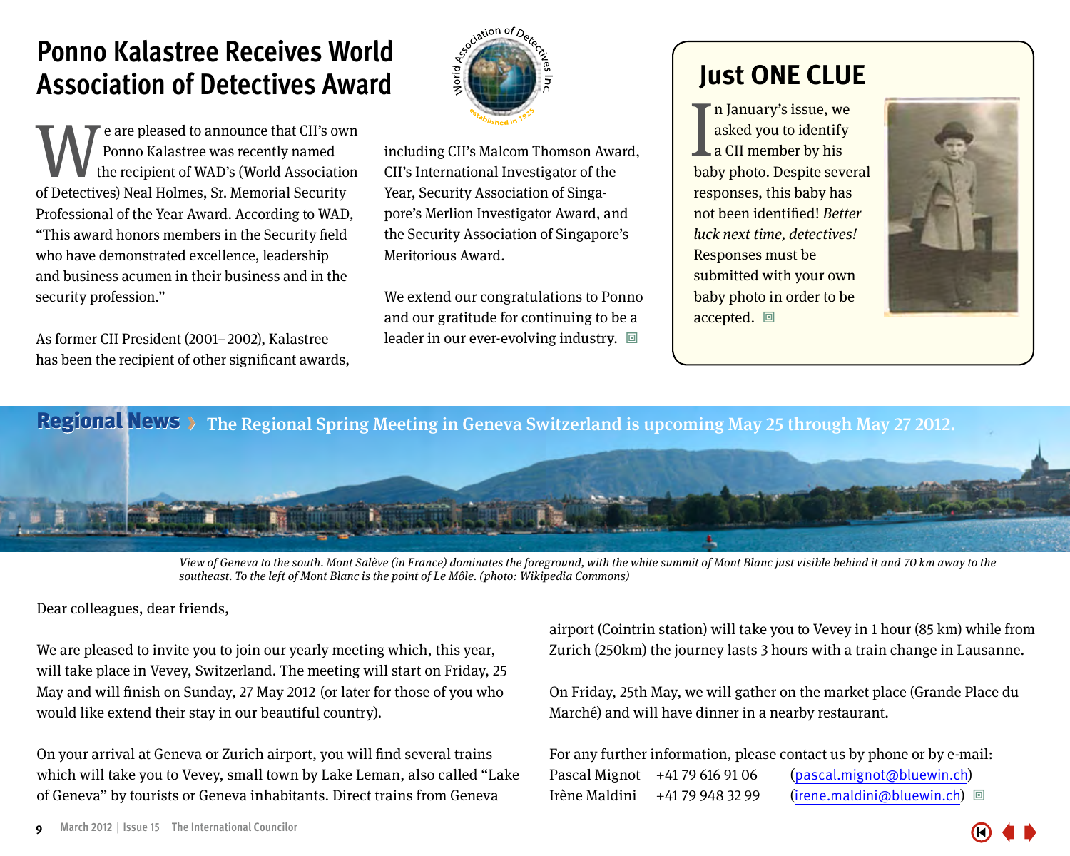# Ponno Kalastree Receives World Association of Detectives Award

We are pleased to announce that CII's own Ponno Kalastree was recently named the recipient of WAD's (World Association of Detectives) Neal Holmes, Sr. Memorial Security Professional of the Year Award. According to WAD, "This award honors members in the Security field who have demonstrated excellence, leadership and business acumen in their business and in the security profession."

As former CII President (2001–2002), Kalastree has been the recipient of other significant awards, including CII's Malcom Thomson Award, CII's International Investigator of the Year, Security Association of Singapore's Merlion Investigator Award, and the Security Association of Singapore's Meritorious Award.

We extend our congratulations to Ponno and our gratitude for continuing to be a leader in our ever-evolving industry.

## Just ONE CLUE

In January's issue, we asked you to identify a CII member by his baby photo. Despite several responses, this baby has not been identified! *Better luck next time, detectives!* Responses must be submitted with your own baby photo in order to be accepted.

## Regional News › The Regional Spring Meeting in Geneva Switzerland is upcoming May 25 through May 27 2012.

*View of Geneva to the south. Mont Salève (in France) dominates the foreground, with the white summit of Mont Blanc just visible behind it and 70 km away to the southeast. To the left of Mont Blanc is the point of Le Môle. (photo: Wikipedia Commons)*

Dear colleagues, dear friends,

We are pleased to invite you to join our yearly meeting which, this year, will take place in Vevey, Switzerland. The meeting will start on Friday, 25 May and will finish on Sunday, 27 May 2012 (or later for those of you who would like extend their stay in our beautiful country).

On your arrival at Geneva or Zurich airport, you will find several trains which will take you to Vevey, small town by Lake Leman, also called "Lake of Geneva" by tourists or Geneva inhabitants. Direct trains from Geneva airport (Cointrin station) will take you to Vevey in 1 hour (85 km) while from Zurich (250km) the journey lasts 3 hours with a train change in Lausanne.

On Friday, 25th May, we will gather on the market place (Grande Place du Marché) and will have dinner in a nearby restaurant.

For any further information, please contact us by phone or by e-mail:

Pascal Mignot +41 79 616 91 06 (pascal.mignot@bluewin.ch)
Irène Maldini +41 79 948 32 99 (irene.maldini@bluewin.ch)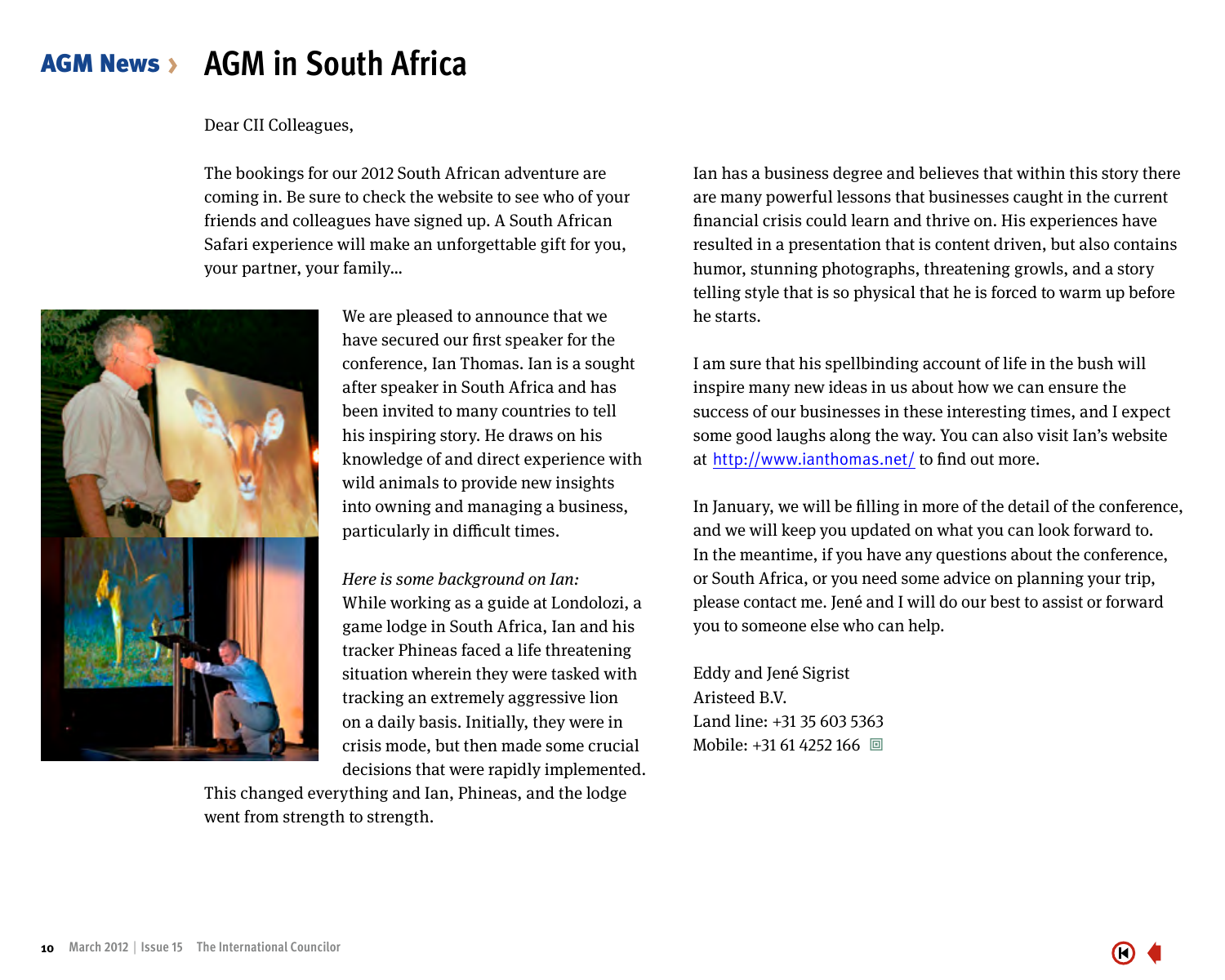# AGM News › AGM in South Africa

Dear CII Colleagues,

The bookings for our 2012 South African adventure are coming in. Be sure to check the website to see who of your friends and colleagues have signed up. A South African Safari experience will make an unforgettable gift for you, your partner, your family...

We are pleased to announce that we have secured our first speaker for the conference, Ian Thomas. Ian is a sought after speaker in South Africa and has been invited to many countries to tell his inspiring story. He draws on his knowledge of and direct experience with wild animals to provide new insights into owning and managing a business, particularly in difficult times.

*Here is some background on Ian:*
While working as a guide at Londolozi, a game lodge in South Africa, Ian and his tracker Phineas faced a life threatening situation wherein they were tasked with tracking an extremely aggressive lion on a daily basis. Initially, they were in crisis mode, but then made some crucial decisions that were rapidly implemented. This changed everything and Ian, Phineas, and the lodge went from strength to strength.

Ian has a business degree and believes that within this story there are many powerful lessons that businesses caught in the current financial crisis could learn and thrive on. His experiences have resulted in a presentation that is content driven, but also contains humor, stunning photographs, threatening growls, and a story telling style that is so physical that he is forced to warm up before he starts.

I am sure that his spellbinding account of life in the bush will inspire many new ideas in us about how we can ensure the success of our businesses in these interesting times, and I expect some good laughs along the way. You can also visit Ian's website at http://www.ianthomas.net/ to find out more.

In January, we will be filling in more of the detail of the conference, and we will keep you updated on what you can look forward to. In the meantime, if you have any questions about the conference, or South Africa, or you need some advice on planning your trip, please contact me. Jené and I will do our best to assist or forward you to someone else who can help.

Eddy and Jené Sigrist
Aristeed B.V.
Land line: +31 35 603 5363
Mobile: +31 61 4252 166